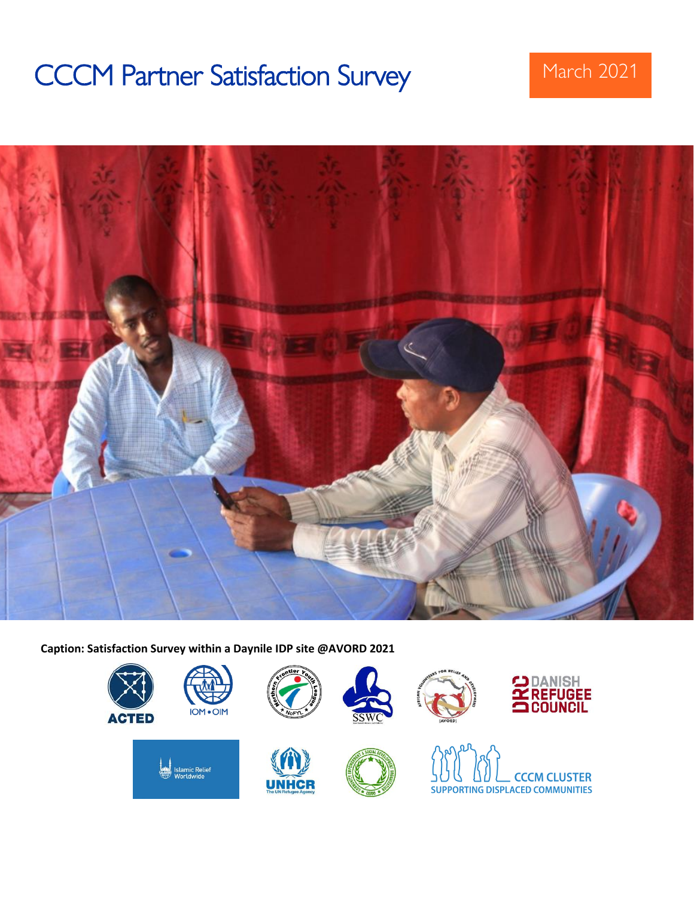# CCCM Partner Satisfaction Survey

March 2021

**Caption: Satisfaction Survey within a Daynile IDP site @AVORD 2021**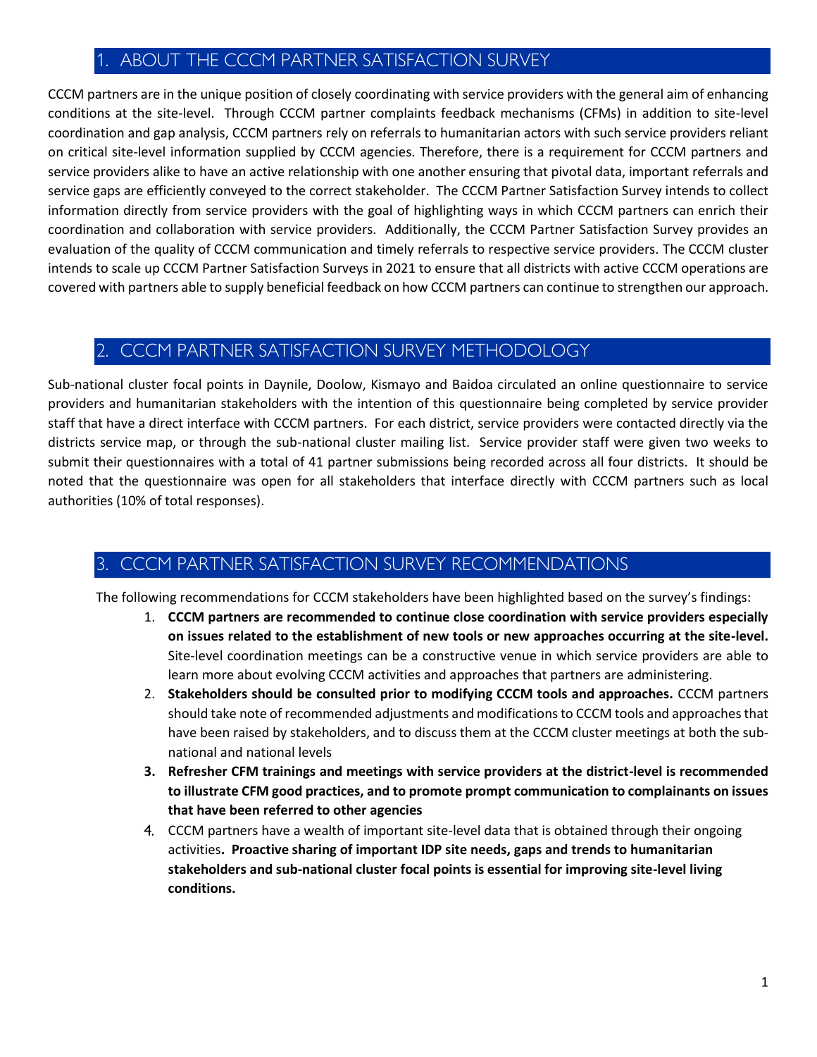## 1. ABOUT THE CCCM PARTNER SATISFACTION SURVEY

CCCM partners are in the unique position of closely coordinating with service providers with the general aim of enhancing conditions at the site-level. Through CCCM partner complaints feedback mechanisms (CFMs) in addition to site-level coordination and gap analysis, CCCM partners rely on referrals to humanitarian actors with such service providers reliant on critical site-level information supplied by CCCM agencies. Therefore, there is a requirement for CCCM partners and service providers alike to have an active relationship with one another ensuring that pivotal data, important referrals and service gaps are efficiently conveyed to the correct stakeholder. The CCCM Partner Satisfaction Survey intends to collect information directly from service providers with the goal of highlighting ways in which CCCM partners can enrich their coordination and collaboration with service providers. Additionally, the CCCM Partner Satisfaction Survey provides an evaluation of the quality of CCCM communication and timely referrals to respective service providers. The CCCM cluster intends to scale up CCCM Partner Satisfaction Surveys in 2021 to ensure that all districts with active CCCM operations are covered with partners able to supply beneficial feedback on how CCCM partners can continue to strengthen our approach.

## 2. CCCM PARTNER SATISFACTION SURVEY METHODOLOGY

Sub-national cluster focal points in Daynile, Doolow, Kismayo and Baidoa circulated an online questionnaire to service providers and humanitarian stakeholders with the intention of this questionnaire being completed by service provider staff that have a direct interface with CCCM partners. For each district, service providers were contacted directly via the districts service map, or through the sub-national cluster mailing list. Service provider staff were given two weeks to submit their questionnaires with a total of 41 partner submissions being recorded across all four districts. It should be noted that the questionnaire was open for all stakeholders that interface directly with CCCM partners such as local authorities (10% of total responses).

## 3. CCCM PARTNER SATISFACTION SURVEY RECOMMENDATIONS

The following recommendations for CCCM stakeholders have been highlighted based on the survey's findings:

1. **CCCM partners are recommended to continue close coordination with service providers especially on issues related to the establishment of new tools or new approaches occurring at the site-level.** Site-level coordination meetings can be a constructive venue in which service providers are able to learn more about evolving CCCM activities and approaches that partners are administering.
2. **Stakeholders should be consulted prior to modifying CCCM tools and approaches.** CCCM partners should take note of recommended adjustments and modifications to CCCM tools and approaches that have been raised by stakeholders, and to discuss them at the CCCM cluster meetings at both the sub-national and national levels
3. **Refresher CFM trainings and meetings with service providers at the district-level is recommended to illustrate CFM good practices, and to promote prompt communication to complainants on issues that have been referred to other agencies**
4. CCCM partners have a wealth of important site-level data that is obtained through their ongoing activities**. Proactive sharing of important IDP site needs, gaps and trends to humanitarian stakeholders and sub-national cluster focal points is essential for improving site-level living conditions.**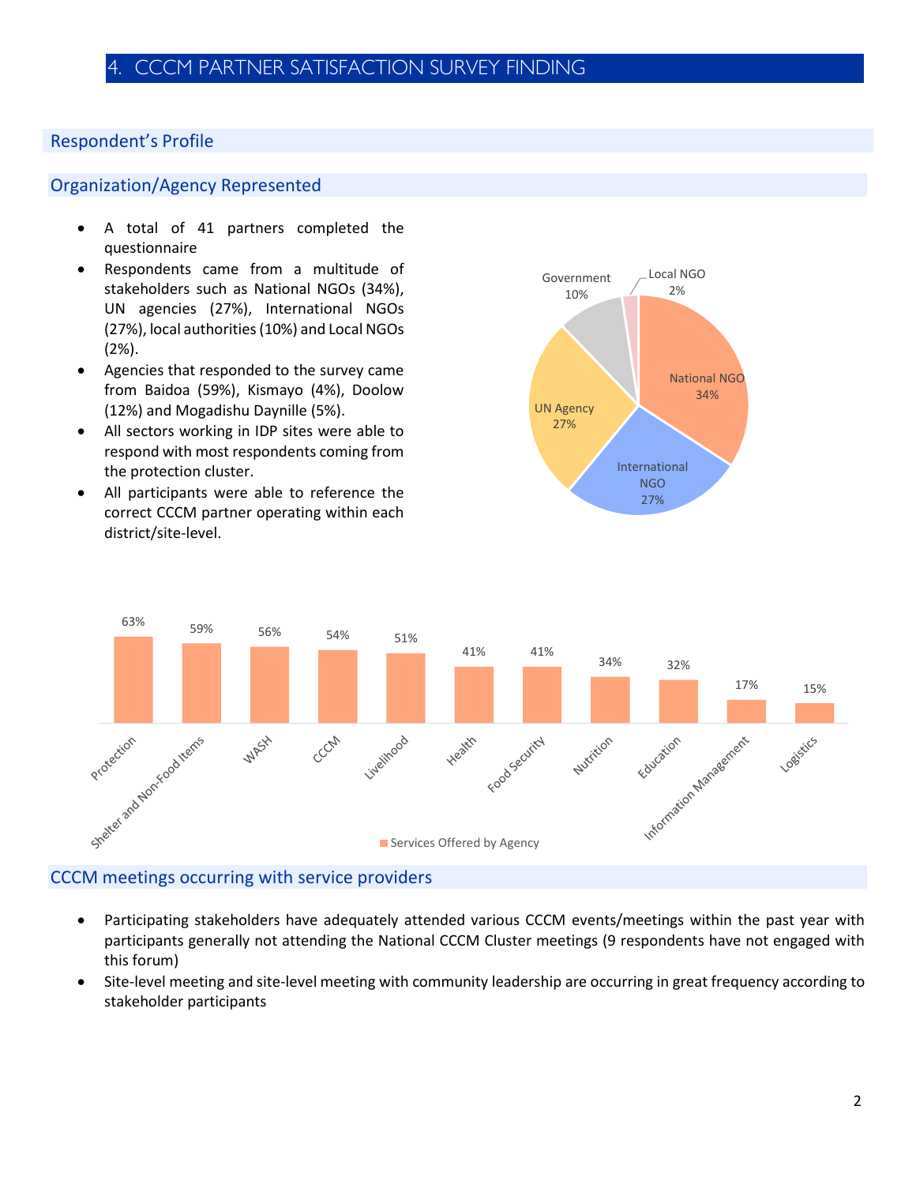# 4. CCCM PARTNER SATISFACTION SURVEY FINDING

## Respondent's Profile

### Organization/Agency Represented

- A total of 41 partners completed the questionnaire
- Respondents came from a multitude of stakeholders such as National NGOs (34%), UN agencies (27%), International NGOs (27%), local authorities (10%) and Local NGOs (2%).
- Agencies that responded to the survey came from Baidoa (59%), Kismayo (4%), Doolow (12%) and Mogadishu Daynille (5%).
- All sectors working in IDP sites were able to respond with most respondents coming from the protection cluster.
- All participants were able to reference the correct CCCM partner operating within each district/site-level.

| Organization | Percentage |
|---|---|
| National NGO | 34% |
| International NGO | 27% |
| UN Agency | 27% |
| Government | 10% |
| Local NGO | 2% |

Services Offered by Agency

| Service | Percentage |
|---|---|
| Protection | 63% |
| Shelter and Non-Food Items | 59% |
| WASH | 56% |
| CCCM | 54% |
| Livelihood | 51% |
| Health | 41% |
| Food Security | 41% |
| Nutrition | 34% |
| Education | 32% |
| Information Management | 17% |
| Logistics | 15% |

### CCCM meetings occurring with service providers

- Participating stakeholders have adequately attended various CCCM events/meetings within the past year with participants generally not attending the National CCCM Cluster meetings (9 respondents have not engaged with this forum)
- Site-level meeting and site-level meeting with community leadership are occurring in great frequency according to stakeholder participants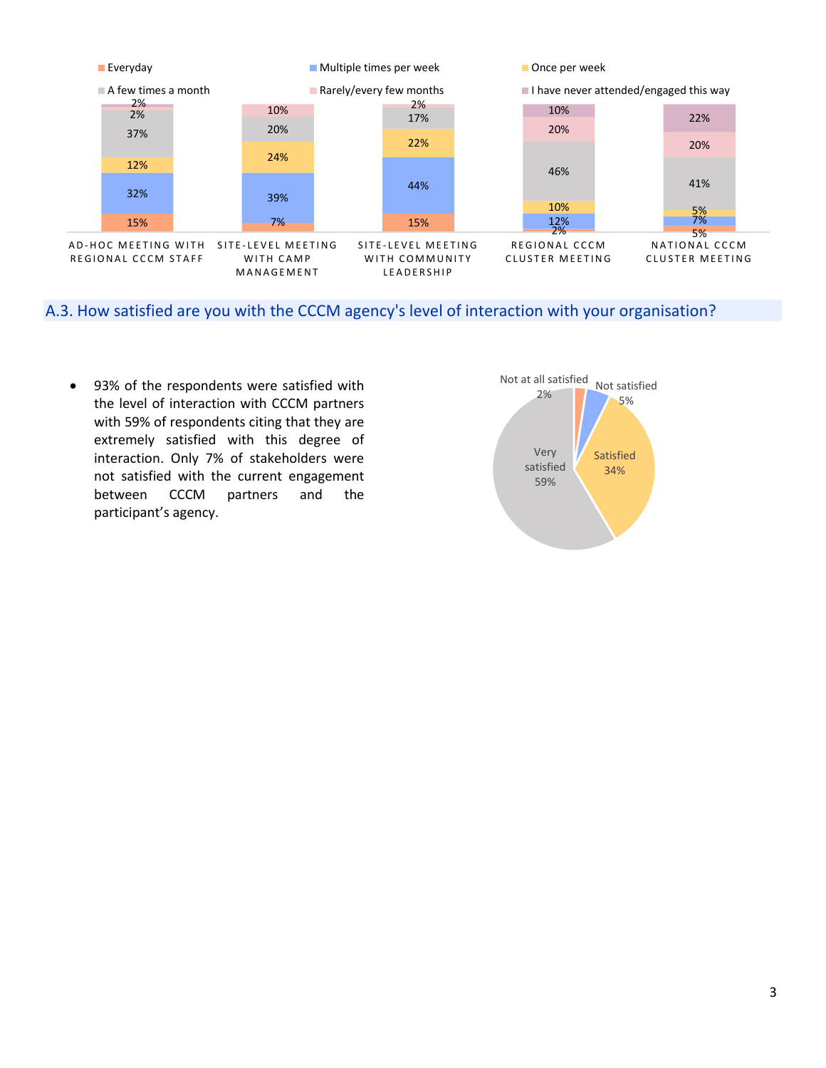| | Everyday | Multiple times per week | Once per week | A few times a month | Rarely/every few months | I have never attended/engaged this way |
|---|---|---|---|---|---|---|
| AD-HOC MEETING WITH REGIONAL CCCM STAFF | 15% | 32% | 12% | 37% | 2% | 2% |
| SITE-LEVEL MEETING WITH CAMP MANAGEMENT | 7% | 39% | 24% | 20% | 10% | |
| SITE-LEVEL MEETING WITH COMMUNITY LEADERSHIP | 15% | 44% | 22% | 17% | 2% | |
| REGIONAL CCCM CLUSTER MEETING | 2% | 12% | 10% | 46% | 20% | 10% |
| NATIONAL CCCM CLUSTER MEETING | 5% | 7% | 5% | 41% | 20% | 22% |

## A.3. How satisfied are you with the CCCM agency's level of interaction with your organisation?

- 93% of the respondents were satisfied with the level of interaction with CCCM partners with 59% of respondents citing that they are extremely satisfied with this degree of interaction. Only 7% of stakeholders were not satisfied with the current engagement between CCCM partners and the participant's agency.

| Response | % |
|---|---|
| Very satisfied | 59% |
| Satisfied | 34% |
| Not satisfied | 5% |
| Not at all satisfied | 2% |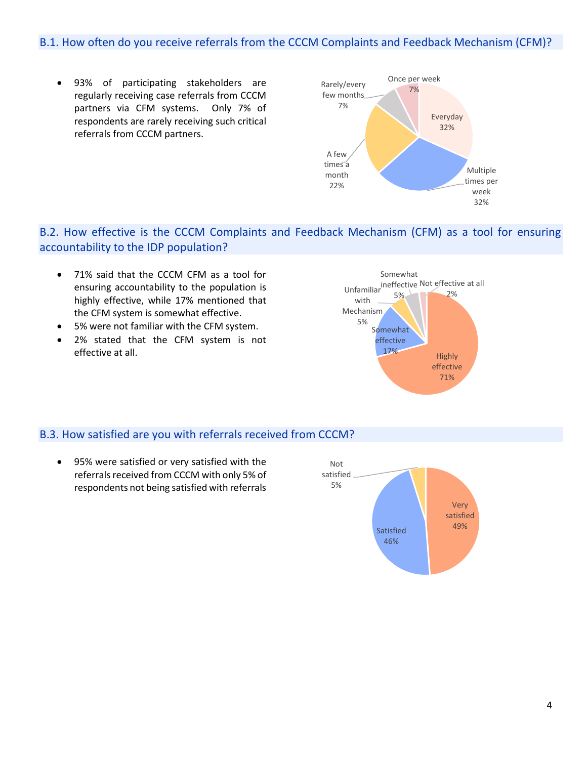## B.1. How often do you receive referrals from the CCCM Complaints and Feedback Mechanism (CFM)?

- 93% of participating stakeholders are regularly receiving case referrals from CCCM partners via CFM systems. Only 7% of respondents are rarely receiving such critical referrals from CCCM partners.

| Response | Percentage |
| --- | --- |
| Everyday | 32% |
| Multiple times per week | 32% |
| A few times a month | 22% |
| Rarely/every few months | 7% |
| Once per week | 7% |

## B.2. How effective is the CCCM Complaints and Feedback Mechanism (CFM) as a tool for ensuring accountability to the IDP population?

- 71% said that the CCCM CFM as a tool for ensuring accountability to the population is highly effective, while 17% mentioned that the CFM system is somewhat effective.
- 5% were not familiar with the CFM system.
- 2% stated that the CFM system is not effective at all.

| Response | Percentage |
| --- | --- |
| Highly effective | 71% |
| Somewhat effective | 17% |
| Unfamiliar with Mechanism | 5% |
| Somewhat ineffective | 5% |
| Not effective at all | 2% |

## B.3. How satisfied are you with referrals received from CCCM?

- 95% were satisfied or very satisfied with the referrals received from CCCM with only 5% of respondents not being satisfied with referrals

| Response | Percentage |
| --- | --- |
| Very satisfied | 49% |
| Satisfied | 46% |
| Not satisfied | 5% |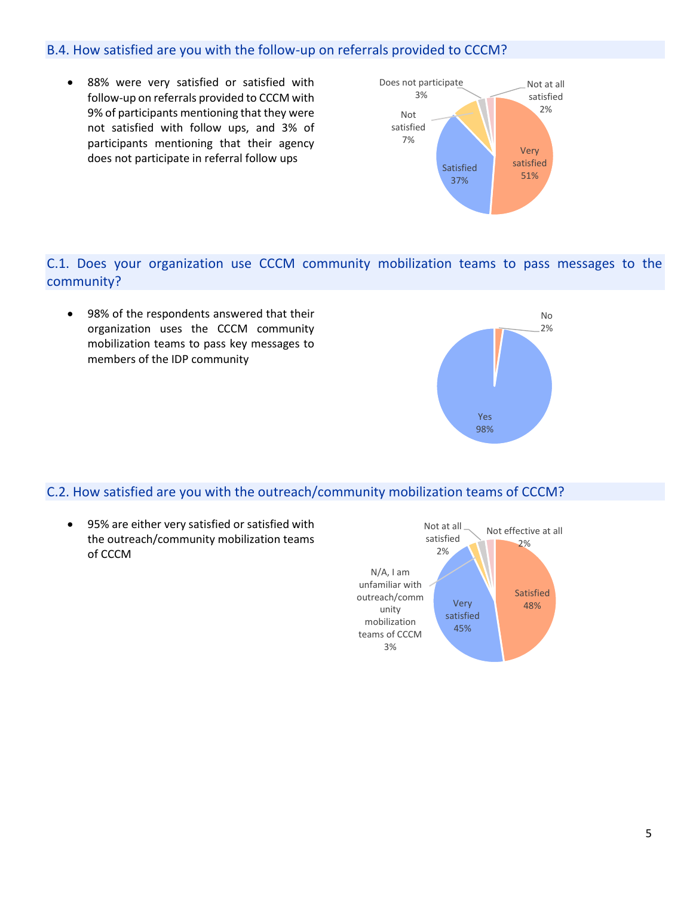## B.4. How satisfied are you with the follow-up on referrals provided to CCCM?

- 88% were very satisfied or satisfied with follow-up on referrals provided to CCCM with 9% of participants mentioning that they were not satisfied with follow ups, and 3% of participants mentioning that their agency does not participate in referral follow ups

| Response | Percentage |
| --- | --- |
| Very satisfied | 51% |
| Satisfied | 37% |
| Not satisfied | 7% |
| Does not participate | 3% |
| Not at all satisfied | 2% |

## C.1. Does your organization use CCCM community mobilization teams to pass messages to the community?

- 98% of the respondents answered that their organization uses the CCCM community mobilization teams to pass key messages to members of the IDP community

| Response | Percentage |
| --- | --- |
| Yes | 98% |
| No | 2% |

## C.2. How satisfied are you with the outreach/community mobilization teams of CCCM?

- 95% are either very satisfied or satisfied with the outreach/community mobilization teams of CCCM

| Response | Percentage |
| --- | --- |
| Satisfied | 48% |
| Very satisfied | 45% |
| N/A, I am unfamiliar with outreach/community mobilization teams of CCCM | 3% |
| Not at all satisfied | 2% |
| Not effective at all | 2% |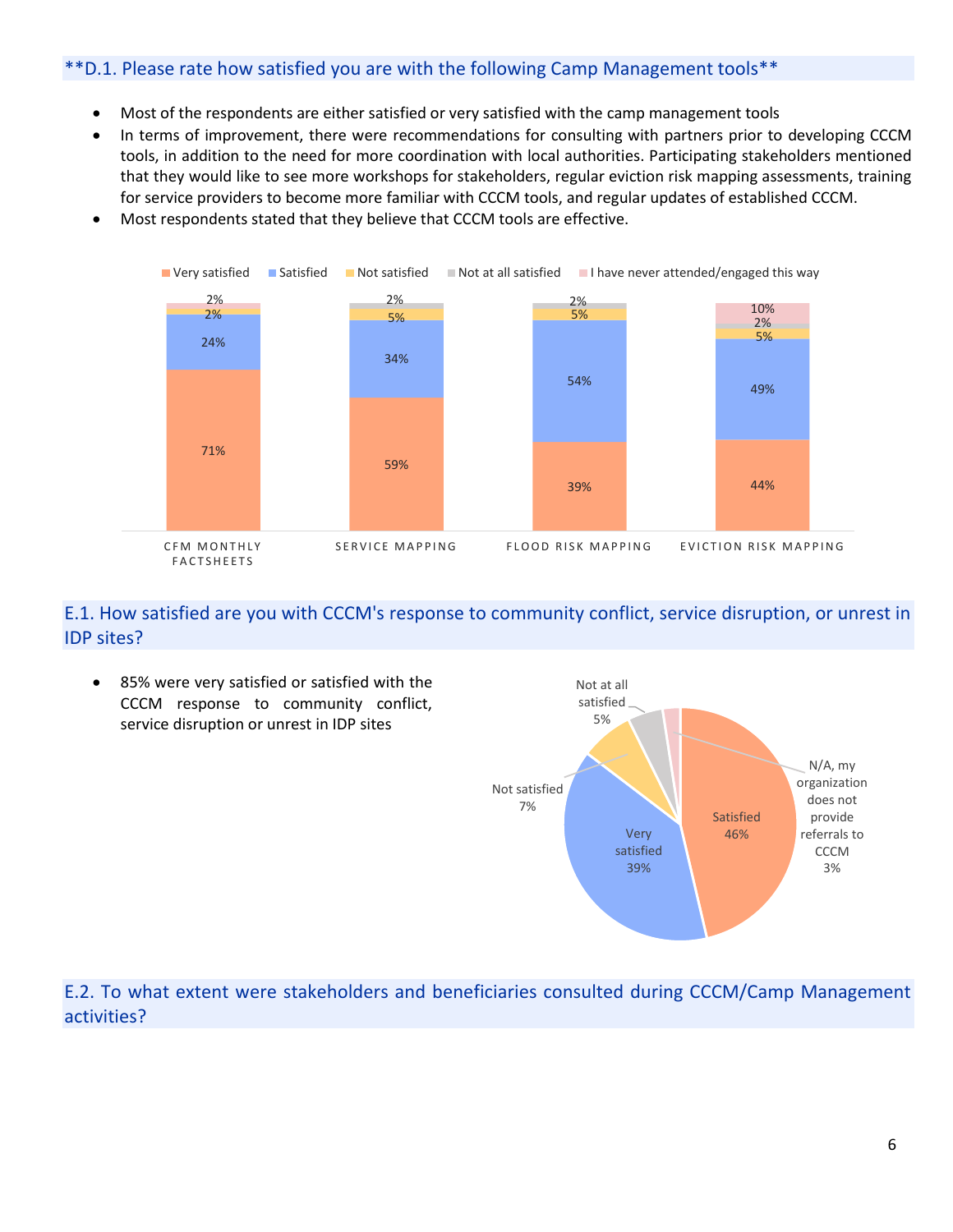## **D.1. Please rate how satisfied you are with the following Camp Management tools**

- Most of the respondents are either satisfied or very satisfied with the camp management tools
- In terms of improvement, there were recommendations for consulting with partners prior to developing CCCM tools, in addition to the need for more coordination with local authorities. Participating stakeholders mentioned that they would like to see more workshops for stakeholders, regular eviction risk mapping assessments, training for service providers to become more familiar with CCCM tools, and regular updates of established CCCM.
- Most respondents stated that they believe that CCCM tools are effective.

| | Very satisfied | Satisfied | Not satisfied | Not at all satisfied | I have never attended/engaged this way |
|---|---|---|---|---|---|
| CFM MONTHLY FACTSHEETS | 71% | 24% | 2% | | 2% |
| SERVICE MAPPING | 59% | 34% | 5% | 2% | |
| FLOOD RISK MAPPING | 39% | 54% | 5% | 2% | |
| EVICTION RISK MAPPING | 44% | 49% | 5% | 2% | 10% |

## E.1. How satisfied are you with CCCM's response to community conflict, service disruption, or unrest in IDP sites?

- 85% were very satisfied or satisfied with the CCCM response to community conflict, service disruption or unrest in IDP sites

| Response | Percentage |
|---|---|
| Satisfied | 46% |
| Very satisfied | 39% |
| Not satisfied | 7% |
| Not at all satisfied | 5% |
| N/A, my organization does not provide referrals to CCCM | 3% |

## E.2. To what extent were stakeholders and beneficiaries consulted during CCCM/Camp Management activities?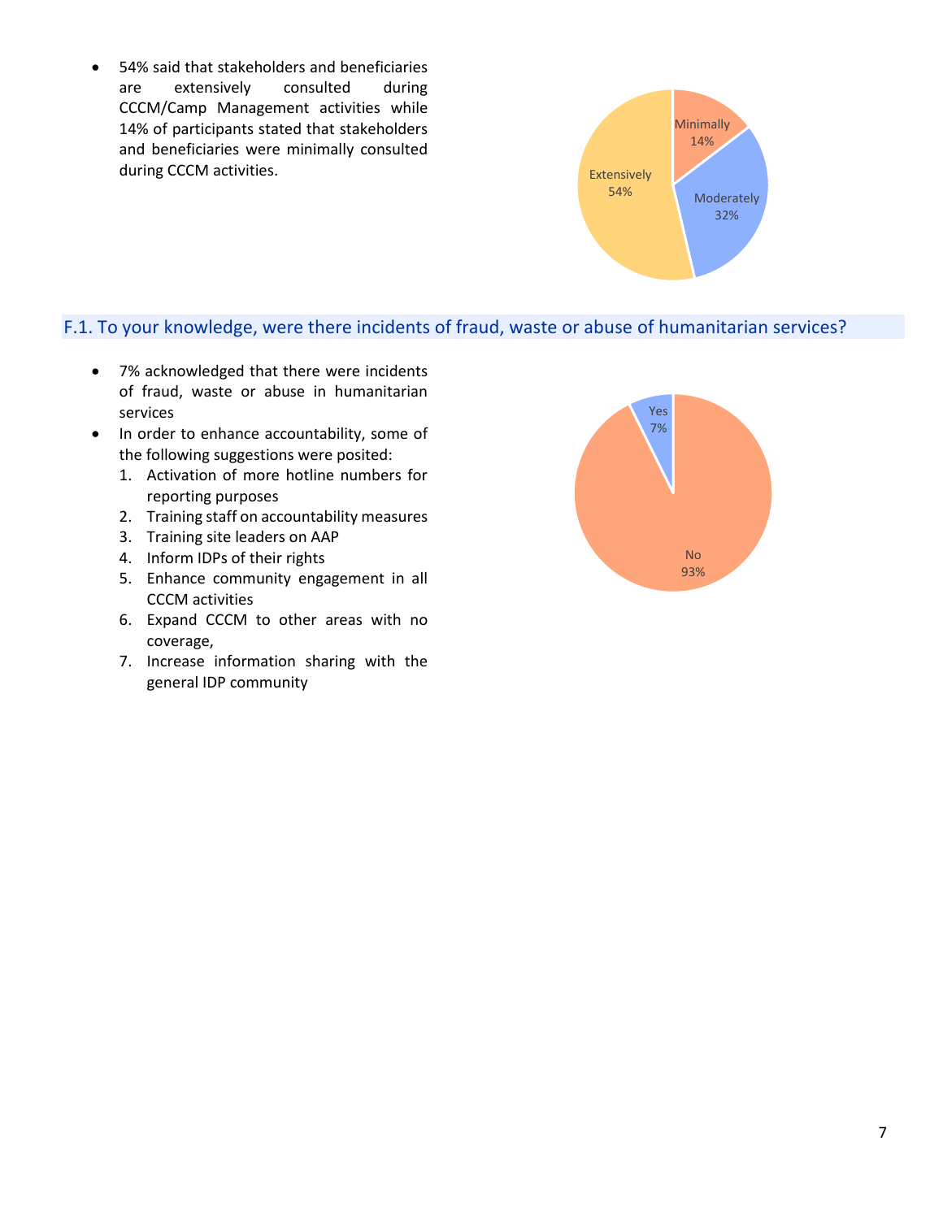- 54% said that stakeholders and beneficiaries are extensively consulted during CCCM/Camp Management activities while 14% of participants stated that stakeholders and beneficiaries were minimally consulted during CCCM activities.

Minimally
14%
Moderately
32%
Extensively
54%

## F.1. To your knowledge, were there incidents of fraud, waste or abuse of humanitarian services?

- 7% acknowledged that there were incidents of fraud, waste or abuse in humanitarian services
- In order to enhance accountability, some of the following suggestions were posited:
  1. Activation of more hotline numbers for reporting purposes
  2. Training staff on accountability measures
  3. Training site leaders on AAP
  4. Inform IDPs of their rights
  5. Enhance community engagement in all CCCM activities
  6. Expand CCCM to other areas with no coverage,
  7. Increase information sharing with the general IDP community

Yes
7%
No
93%